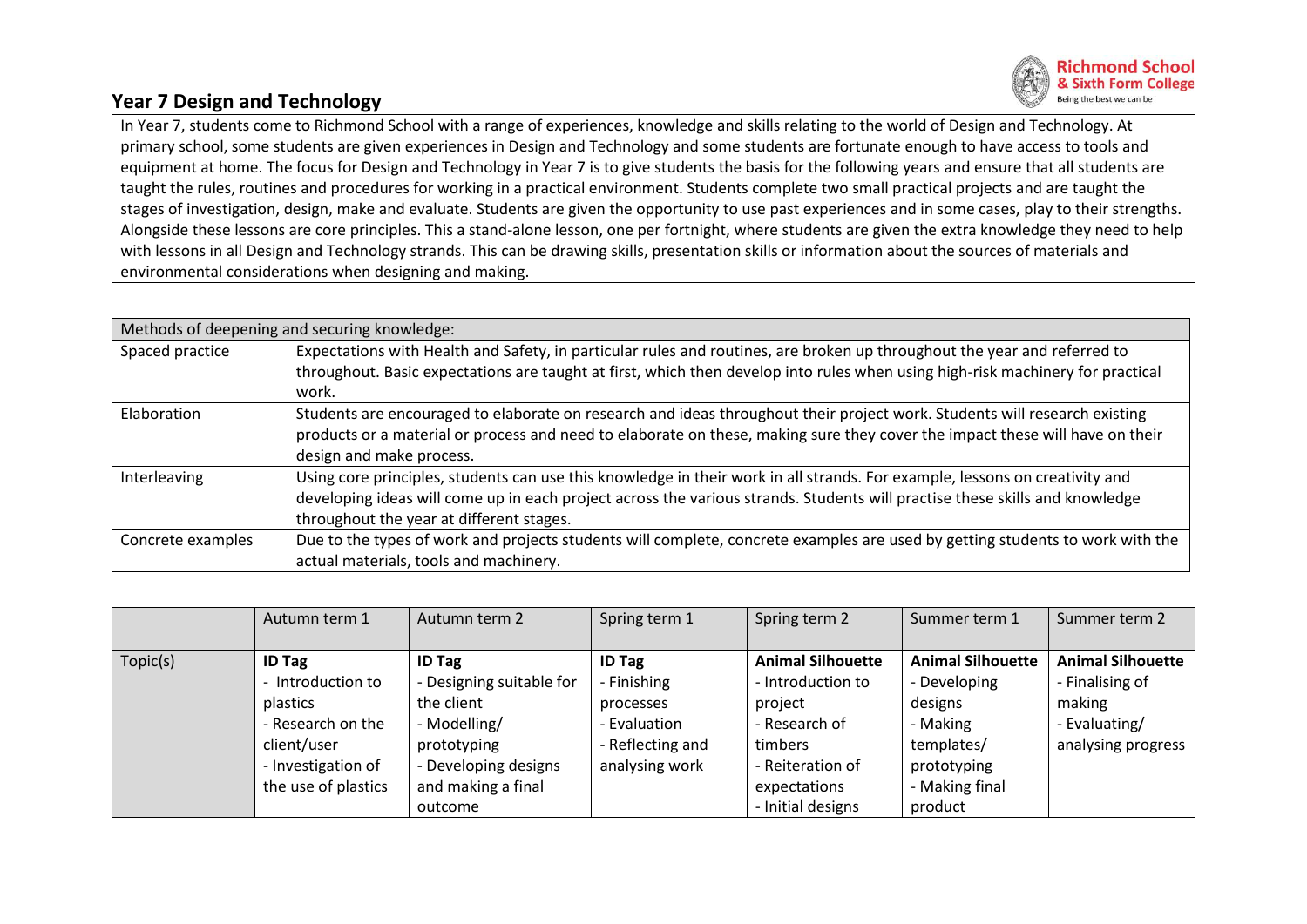# Year 7 Design and Technology

In Year 7, students come to Richmond School with a range of experiences, knowledge and skills relating to the world of Design and Technology. At primary school, some students are given experiences in Design and Technology and some students are fortunate enough to have access to tools and equipment at home. The focus for Design and Technology in Year 7 is to give students the basis for the following years and ensure that all students are taught the rules, routines and procedures for working in a practical environment. Students complete two small practical projects and are taught the stages of investigation, design, make and evaluate. Students are given the opportunity to use past experiences and in some cases, play to their strengths. Alongside these lessons are core principles. This a stand-alone lesson, one per fortnight, where students are given the extra knowledge they need to help with lessons in all Design and Technology strands. This can be drawing skills, presentation skills or information about the sources of materials and environmental considerations when designing and making.

| Methods of deepening and securing knowledge: | |
|---|---|
| Spaced practice | Expectations with Health and Safety, in particular rules and routines, are broken up throughout the year and referred to throughout. Basic expectations are taught at first, which then develop into rules when using high-risk machinery for practical work. |
| Elaboration | Students are encouraged to elaborate on research and ideas throughout their project work. Students will research existing products or a material or process and need to elaborate on these, making sure they cover the impact these will have on their design and make process. |
| Interleaving | Using core principles, students can use this knowledge in their work in all strands. For example, lessons on creativity and developing ideas will come up in each project across the various strands. Students will practise these skills and knowledge throughout the year at different stages. |
| Concrete examples | Due to the types of work and projects students will complete, concrete examples are used by getting students to work with the actual materials, tools and machinery. |

| | Autumn term 1 | Autumn term 2 | Spring term 1 | Spring term 2 | Summer term 1 | Summer term 2 |
|---|---|---|---|---|---|---|
| Topic(s) | **ID Tag**<br>- Introduction to plastics<br>- Research on the client/user<br>- Investigation of the use of plastics | **ID Tag**<br>- Designing suitable for the client<br>- Modelling/ prototyping<br>- Developing designs and making a final outcome | **ID Tag**<br>- Finishing processes<br>- Evaluation<br>- Reflecting and analysing work | **Animal Silhouette**<br>- Introduction to project<br>- Research of timbers<br>- Reiteration of expectations<br>- Initial designs | **Animal Silhouette**<br>- Developing designs<br>- Making templates/ prototyping<br>- Making final product | **Animal Silhouette**<br>- Finalising of making<br>- Evaluating/ analysing progress |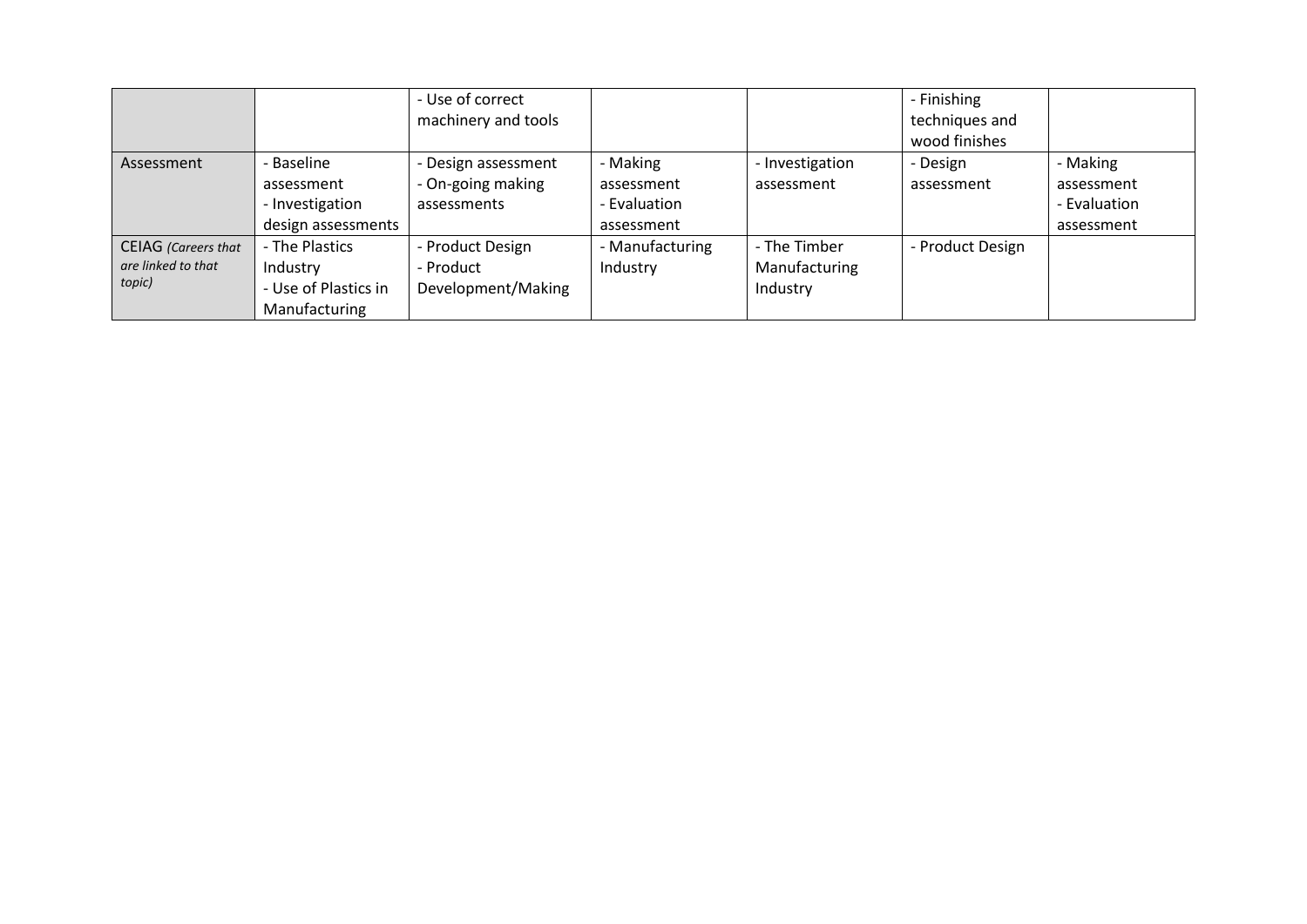| | | | | | | |
|---|---|---|---|---|---|---|
| | | - Use of correct machinery and tools | | | - Finishing techniques and wood finishes | |
| Assessment | - Baseline assessment<br>- Investigation design assessments | - Design assessment<br>- On-going making assessments | - Making assessment<br>- Evaluation assessment | - Investigation assessment | - Design assessment | - Making assessment<br>- Evaluation assessment |
| CEIAG *(Careers that are linked to that topic)* | - The Plastics Industry<br>- Use of Plastics in Manufacturing | - Product Design<br>- Product Development/Making | - Manufacturing Industry | - The Timber Manufacturing Industry | - Product Design | |